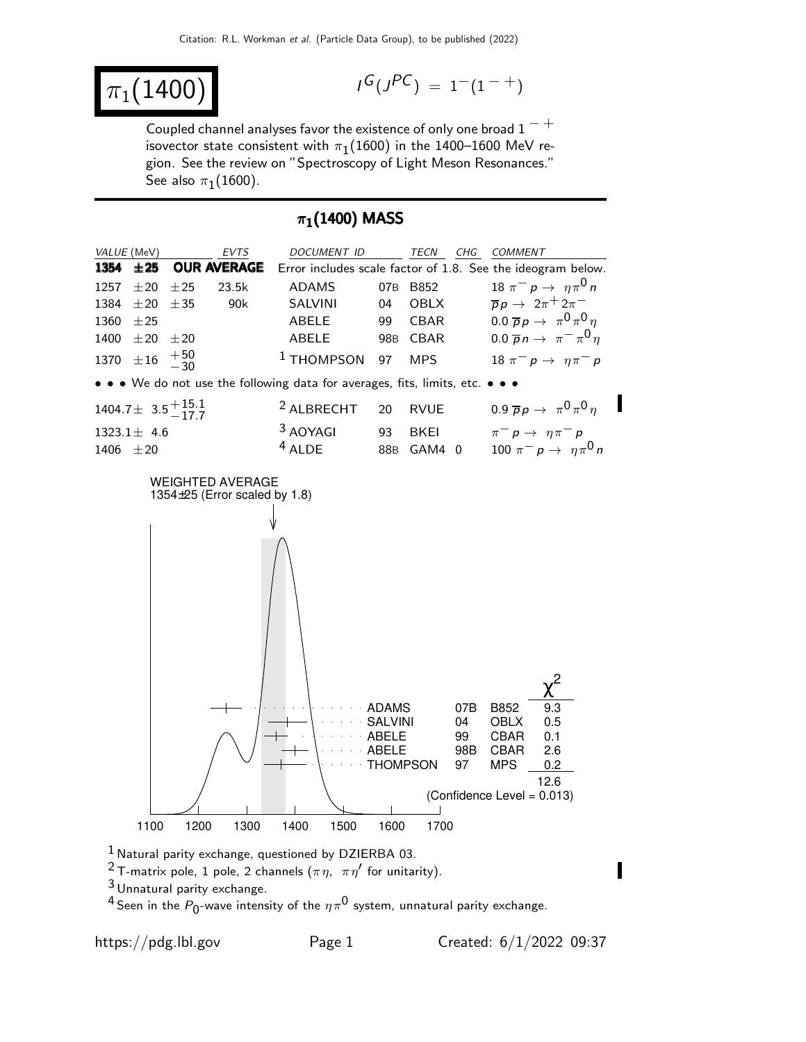# $\pi_1(1400)$

$I^G(J^{PC}) = 1^-(1^{-+})$

Coupled channel analyses favor the existence of only one broad $1^{-+}$ isovector state consistent with $\pi_1(1600)$ in the 1400–1600 MeV region. See the review on "Spectroscopy of Light Meson Resonances." See also $\pi_1(1600)$.

## $\pi_1(1400)$ MASS

| VALUE (MeV) | EVTS | DOCUMENT ID | | TECN | CHG | COMMENT |
|---|---|---|---|---|---|---|
| **1354 ±25** | **OUR AVERAGE** | Error includes scale factor of 1.8. See the ideogram below. | | | | |
| 1257 ±20 ±25 | 23.5k | ADAMS | 07B | B852 | | 18 $\pi^- p \to \eta\pi^0 n$ |
| 1384 ±20 ±35 | 90k | SALVINI | 04 | OBLX | | $\overline{p}p \to 2\pi^+ 2\pi^-$ |
| 1360 ±25 | | ABELE | 99 | CBAR | | 0.0 $\overline{p}p \to \pi^0\pi^0\eta$ |
| 1400 ±20 ±20 | | ABELE | 98B | CBAR | | 0.0 $\overline{p}n \to \pi^-\pi^0\eta$ |
| 1370 ±16 $^{+50}_{-30}$ | | [1] THOMPSON | 97 | MPS | | 18 $\pi^- p \to \eta\pi^- p$ |
| • • • We do not use the following data for averages, fits, limits, etc. • • • | | | | | | |
| 1404.7± 3.5$^{+15.1}_{-17.7}$ | | [2] ALBRECHT | 20 | RVUE | | 0.9 $\overline{p}p \to \pi^0\pi^0\eta$ |
| 1323.1± 4.6 | | [3] AOYAGI | 93 | BKEI | | $\pi^- p \to \eta\pi^- p$ |
| 1406 ±20 | | [4] ALDE | 88B | GAM4 | 0 | 100 $\pi^- p \to \eta\pi^0 n$ |

WEIGHTED AVERAGE
1354±25 (Error scaled by 1.8)

ADAMS 07B B852 9.3
SALVINI 04 OBLX 0.5
ABELE 99 CBAR 0.1
ABELE 98B CBAR 2.6
THOMPSON 97 MPS 0.2
$\chi^2$ 12.6
(Confidence Level = 0.013)

1100 1200 1300 1400 1500 1600 1700

[1] Natural parity exchange, questioned by DZIERBA 03.

[2] T-matrix pole, 1 pole, 2 channels ($\pi\eta$, $\pi\eta'$ for unitarity).

[3] Unnatural parity exchange.

[4] Seen in the $P_0$-wave intensity of the $\eta\pi^0$ system, unnatural parity exchange.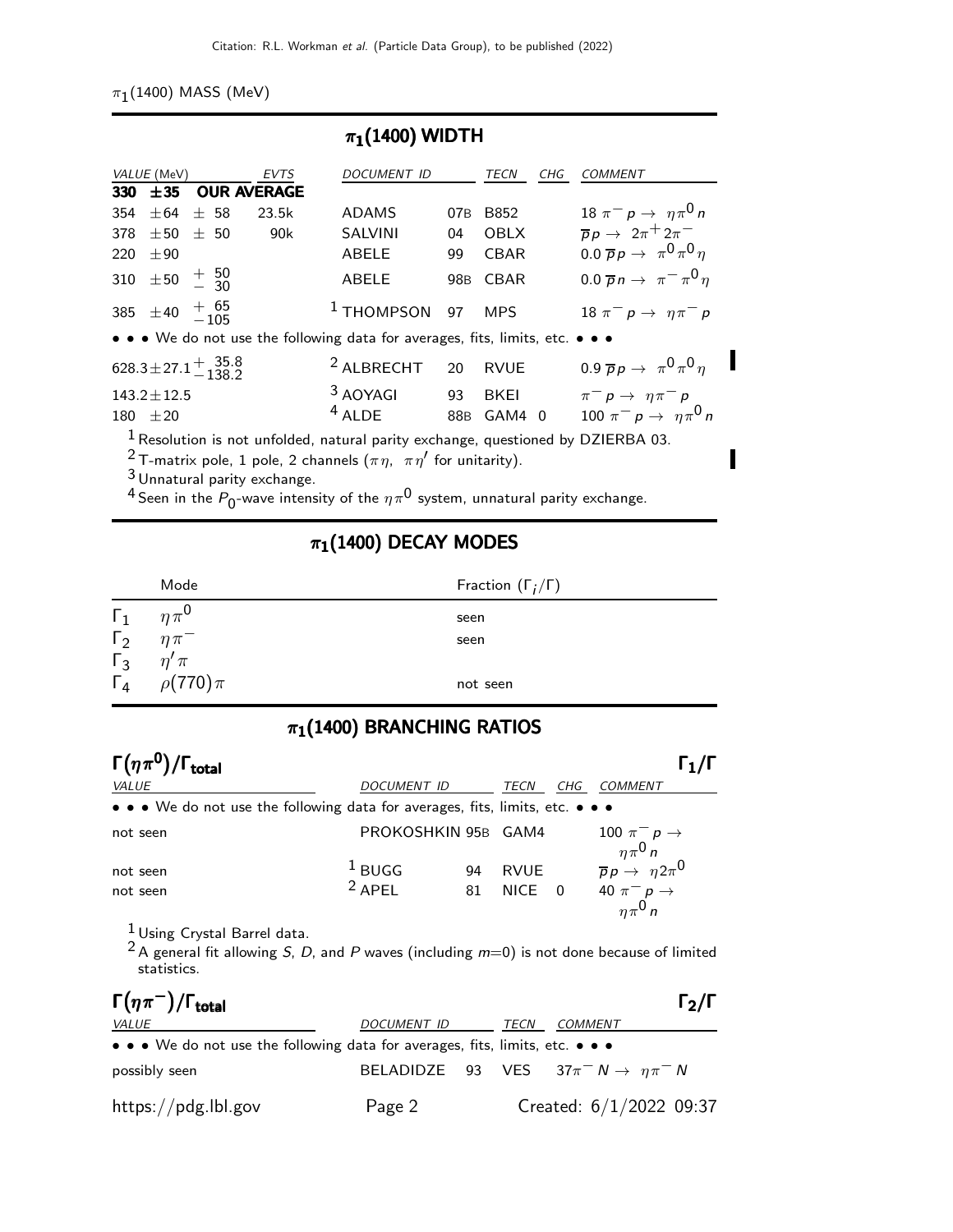$\pi_1(1400)$ MASS (MeV)

## $\pi_1(1400)$ WIDTH

| VALUE (MeV) | EVTS | DOCUMENT ID | | TECN | CHG | COMMENT |
|---|---|---|---|---|---|---|
| **330 ± 35** | **OUR AVERAGE** | | | | | |
| 354 ± 64 ± 58 | 23.5k | ADAMS | 07B | B852 | | 18 $\pi^- p \to \eta \pi^0 n$ |
| 378 ± 50 ± 50 | 90k | SALVINI | 04 | OBLX | | $\overline{p} p \to 2\pi^+ 2\pi^-$ |
| 220 ± 90 | | ABELE | 99 | CBAR | | 0.0 $\overline{p} p \to \pi^0 \pi^0 \eta$ |
| 310 ± 50 $^{+50}_{-30}$ | | ABELE | 98B | CBAR | | 0.0 $\overline{p} n \to \pi^- \pi^0 \eta$ |
| 385 ± 40 $^{+65}_{-105}$ | | [1] THOMPSON | 97 | MPS | | 18 $\pi^- p \to \eta \pi^- p$ |
| • • • We do not use the following data for averages, fits, limits, etc. • • • | | | | | | |
| 628.3 ± 27.1 $^{+35.8}_{-138.2}$ | | [2] ALBRECHT | 20 | RVUE | | 0.9 $\overline{p} p \to \pi^0 \pi^0 \eta$ |
| 143.2 ± 12.5 | | [3] AOYAGI | 93 | BKEI | | $\pi^- p \to \eta \pi^- p$ |
| 180 ± 20 | | [4] ALDE | 88B | GAM4 | 0 | 100 $\pi^- p \to \eta \pi^0 n$ |

[1] Resolution is not unfolded, natural parity exchange, questioned by DZIERBA 03.
[2] T-matrix pole, 1 pole, 2 channels ($\pi\eta$, $\pi\eta'$ for unitarity).
[3] Unnatural parity exchange.
[4] Seen in the $P_0$-wave intensity of the $\eta\pi^0$ system, unnatural parity exchange.

## $\pi_1(1400)$ DECAY MODES

| | Mode | Fraction ($\Gamma_i/\Gamma$) |
|---|---|---|
| $\Gamma_1$ | $\eta\pi^0$ | seen |
| $\Gamma_2$ | $\eta\pi^-$ | seen |
| $\Gamma_3$ | $\eta'\pi$ | |
| $\Gamma_4$ | $\rho(770)\pi$ | not seen |

## $\pi_1(1400)$ BRANCHING RATIOS

### $\Gamma(\eta\pi^0)/\Gamma_{\text{total}}$ $\quad\Gamma_1/\Gamma$

| VALUE | DOCUMENT ID | | TECN | CHG | COMMENT |
|---|---|---|---|---|---|
| • • • We do not use the following data for averages, fits, limits, etc. • • • | | | | | |
| not seen | PROKOSHKIN | 95B | GAM4 | | 100 $\pi^- p \to \eta\pi^0 n$ |
| not seen | [1] BUGG | 94 | RVUE | | $\overline{p} p \to \eta 2\pi^0$ |
| not seen | [2] APEL | 81 | NICE | 0 | 40 $\pi^- p \to \eta\pi^0 n$ |

[1] Using Crystal Barrel data.
[2] A general fit allowing $S$, $D$, and $P$ waves (including $m$=0) is not done because of limited statistics.

### $\Gamma(\eta\pi^-)/\Gamma_{\text{total}}$ $\quad\Gamma_2/\Gamma$

| VALUE | DOCUMENT ID | | TECN | COMMENT |
|---|---|---|---|---|
| • • • We do not use the following data for averages, fits, limits, etc. • • • | | | | |
| possibly seen | BELADIDZE | 93 | VES | $37\pi^- N \to \eta\pi^- N$ |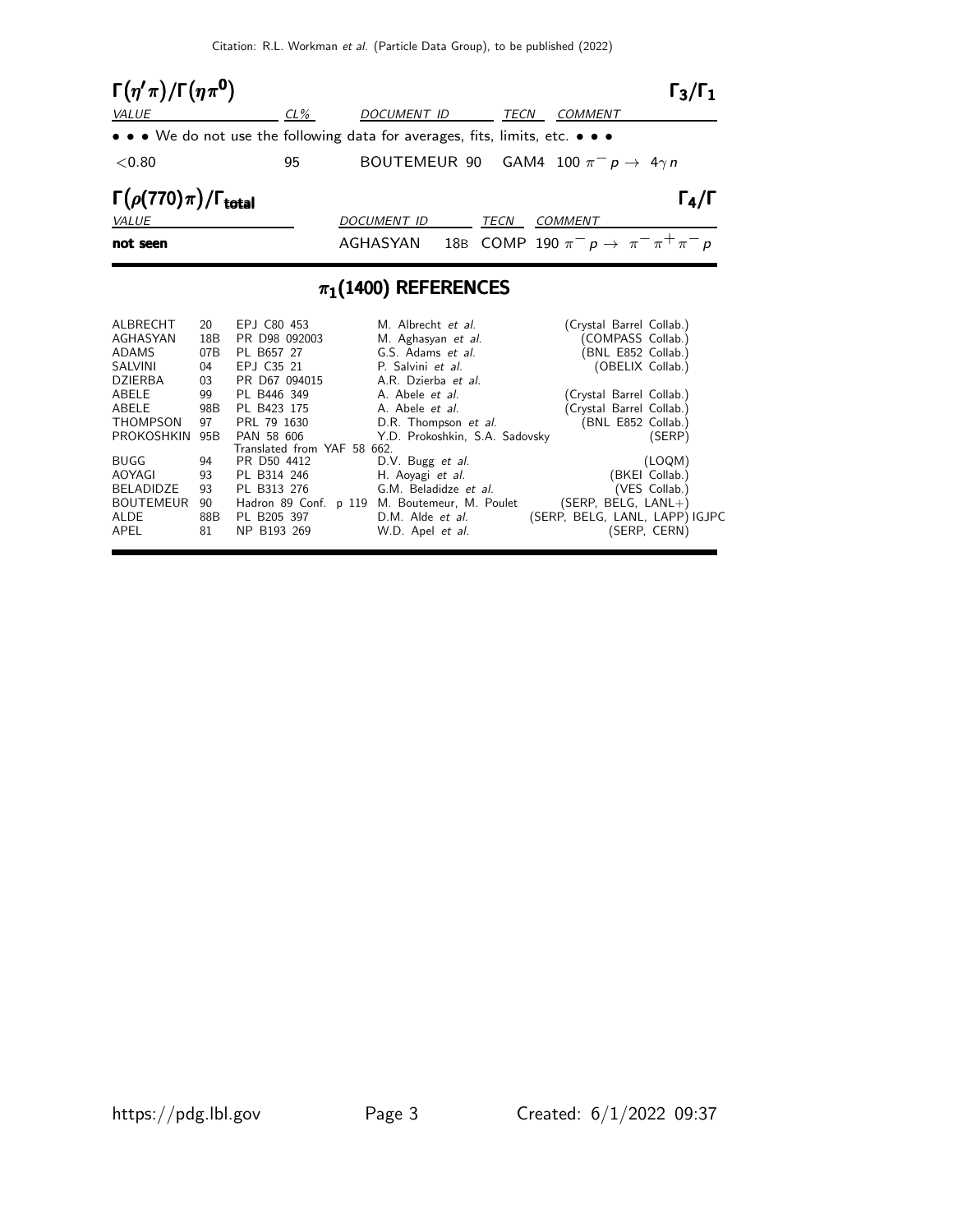## $\Gamma(\eta'\pi)/\Gamma(\eta\pi^0)$ $\qquad\Gamma_3/\Gamma_1$

| VALUE | CL% | DOCUMENT ID | TECN | COMMENT |
|---|---|---|---|---|
| • • • We do not use the following data for averages, fits, limits, etc. • • • | | | | |
| $<0.80$ | 95 | BOUTEMEUR 90 | GAM4 | $100\ \pi^- p \to 4\gamma n$ |

## $\Gamma(\rho(770)\pi)/\Gamma_{total}$ $\qquad\Gamma_4/\Gamma$

| VALUE | DOCUMENT ID | TECN | COMMENT |
|---|---|---|---|
| **not seen** | AGHASYAN 18B | COMP | $190\ \pi^- p \to \pi^-\pi^+\pi^- p$ |

# $\pi_1$(1400) REFERENCES

| | | | | |
|---|---|---|---|---|
| ALBRECHT | 20 | EPJ C80 453 | M. Albrecht *et al.* | (Crystal Barrel Collab.) |
| AGHASYAN | 18B | PR D98 092003 | M. Aghasyan *et al.* | (COMPASS Collab.) |
| ADAMS | 07B | PL B657 27 | G.S. Adams *et al.* | (BNL E852 Collab.) |
| SALVINI | 04 | EPJ C35 21 | P. Salvini *et al.* | (OBELIX Collab.) |
| DZIERBA | 03 | PR D67 094015 | A.R. Dzierba *et al.* | |
| ABELE | 99 | PL B446 349 | A. Abele *et al.* | (Crystal Barrel Collab.) |
| ABELE | 98B | PL B423 175 | A. Abele *et al.* | (Crystal Barrel Collab.) |
| THOMPSON | 97 | PRL 79 1630 | D.R. Thompson *et al.* | (BNL E852 Collab.) |
| PROKOSHKIN | 95B | PAN 58 606<br>Translated from YAF 58 662. | Y.D. Prokoshkin, S.A. Sadovsky | (SERP) |
| BUGG | 94 | PR D50 4412 | D.V. Bugg *et al.* | (LOQM) |
| AOYAGI | 93 | PL B314 246 | H. Aoyagi *et al.* | (BKEI Collab.) |
| BELADIDZE | 93 | PL B313 276 | G.M. Beladidze *et al.* | (VES Collab.) |
| BOUTEMEUR | 90 | Hadron 89 Conf. p 119 | M. Boutemeur, M. Poulet | (SERP, BELG, LANL+) |
| ALDE | 88B | PL B205 397 | D.M. Alde *et al.* | (SERP, BELG, LANL, LAPP) IGJPC |
| APEL | 81 | NP B193 269 | W.D. Apel *et al.* | (SERP, CERN) |